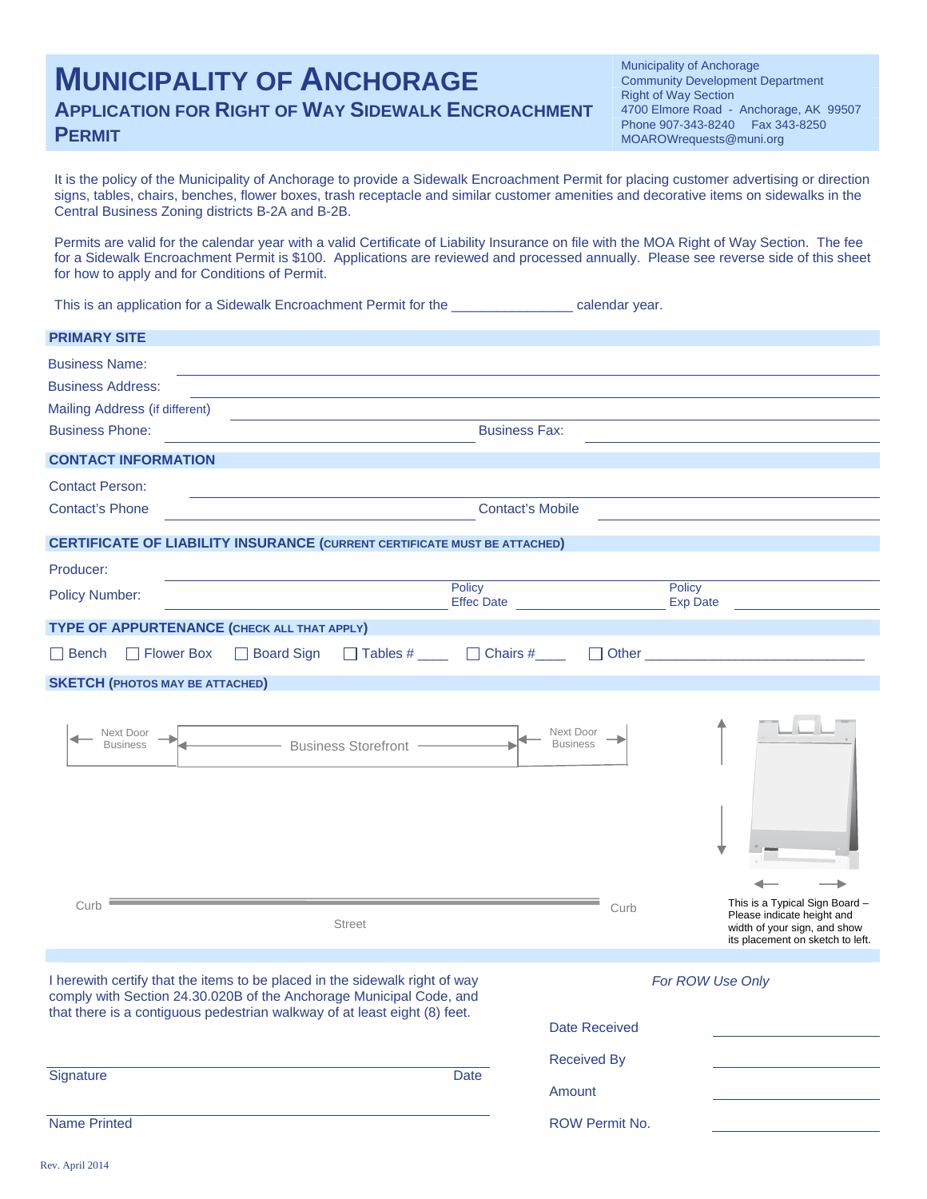# MUNICIPALITY OF ANCHORAGE

## APPLICATION FOR RIGHT OF WAY SIDEWALK ENCROACHMENT PERMIT

Municipality of Anchorage
Community Development Department
Right of Way Section
4700 Elmore Road - Anchorage, AK 99507
Phone 907-343-8240 Fax 343-8250
MOAROWrequests@muni.org

It is the policy of the Municipality of Anchorage to provide a Sidewalk Encroachment Permit for placing customer advertising or direction signs, tables, chairs, benches, flower boxes, trash receptacle and similar customer amenities and decorative items on sidewalks in the Central Business Zoning districts B-2A and B-2B.

Permits are valid for the calendar year with a valid Certificate of Liability Insurance on file with the MOA Right of Way Section. The fee for a Sidewalk Encroachment Permit is $100. Applications are reviewed and processed annually. Please see reverse side of this sheet for how to apply and for Conditions of Permit.

This is an application for a Sidewalk Encroachment Permit for the _______________ calendar year.

### PRIMARY SITE

Business Name: ______________________________

Business Address: ______________________________

Mailing Address (if different) ______________________________

Business Phone: ______________ Business Fax: ______________

### CONTACT INFORMATION

Contact Person: ______________________________

Contact's Phone ______________ Contact's Mobile ______________

### CERTIFICATE OF LIABILITY INSURANCE (CURRENT CERTIFICATE MUST BE ATTACHED)

Producer: ______________________________

Policy Number: ______________ Policy Effec Date ______________ Policy Exp Date ______________

### TYPE OF APPURTENANCE (CHECK ALL THAT APPLY)

☐ Bench ☐ Flower Box ☐ Board Sign ☐ Tables # ____ ☐ Chairs #____ ☐ Other ____________________________

### SKETCH (PHOTOS MAY BE ATTACHED)

Next Door Business | Business Storefront | Next Door Business

Curb | Street | Curb

This is a Typical Sign Board – Please indicate height and width of your sign, and show its placement on sketch to left.

I herewith certify that the items to be placed in the sidewalk right of way comply with Section 24.30.020B of the Anchorage Municipal Code, and that there is a contiguous pedestrian walkway of at least eight (8) feet.

______________________________
Signature Date

______________________________
Name Printed

*For ROW Use Only*

Date Received ______________

Received By ______________

Amount ______________

ROW Permit No. ______________

Rev. April 2014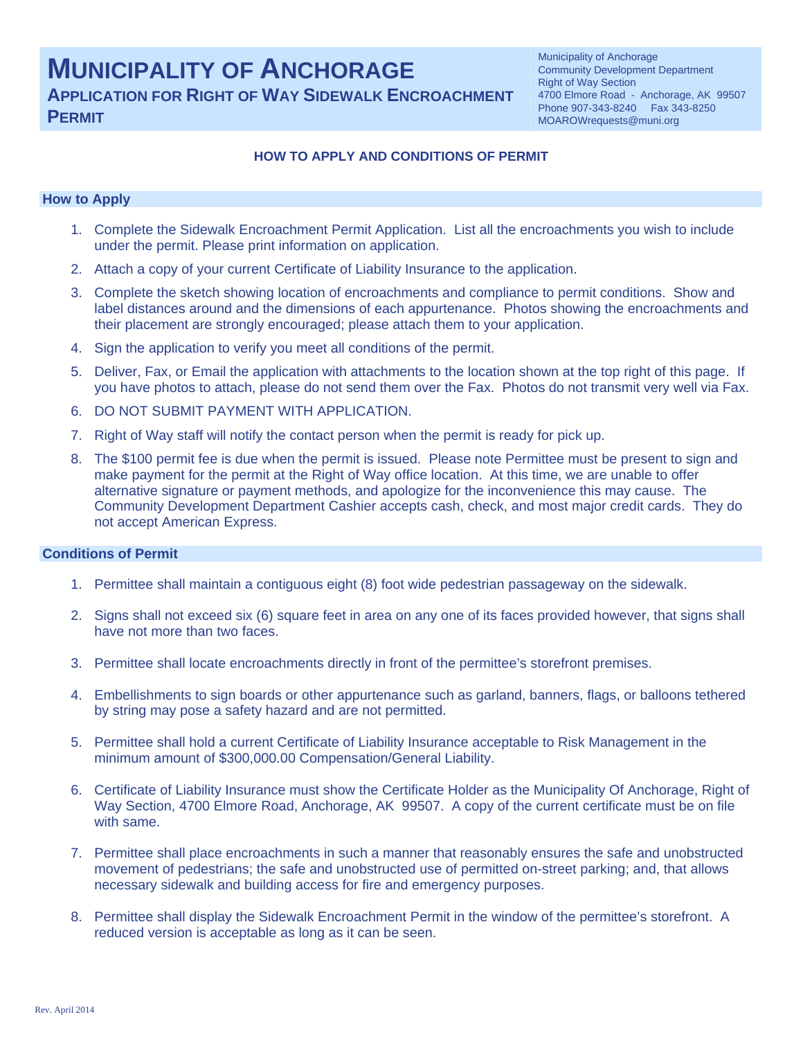# MUNICIPALITY OF ANCHORAGE

## APPLICATION FOR RIGHT OF WAY SIDEWALK ENCROACHMENT PERMIT

Municipality of Anchorage
Community Development Department
Right of Way Section
4700 Elmore Road - Anchorage, AK 99507
Phone 907-343-8240 Fax 343-8250
MOAROWrequests@muni.org

### HOW TO APPLY AND CONDITIONS OF PERMIT

### How to Apply

1. Complete the Sidewalk Encroachment Permit Application. List all the encroachments you wish to include under the permit. Please print information on application.
2. Attach a copy of your current Certificate of Liability Insurance to the application.
3. Complete the sketch showing location of encroachments and compliance to permit conditions. Show and label distances around and the dimensions of each appurtenance. Photos showing the encroachments and their placement are strongly encouraged; please attach them to your application.
4. Sign the application to verify you meet all conditions of the permit.
5. Deliver, Fax, or Email the application with attachments to the location shown at the top right of this page. If you have photos to attach, please do not send them over the Fax. Photos do not transmit very well via Fax.
6. DO NOT SUBMIT PAYMENT WITH APPLICATION.
7. Right of Way staff will notify the contact person when the permit is ready for pick up.
8. The $100 permit fee is due when the permit is issued. Please note Permittee must be present to sign and make payment for the permit at the Right of Way office location. At this time, we are unable to offer alternative signature or payment methods, and apologize for the inconvenience this may cause. The Community Development Department Cashier accepts cash, check, and most major credit cards. They do not accept American Express.

### Conditions of Permit

1. Permittee shall maintain a contiguous eight (8) foot wide pedestrian passageway on the sidewalk.
2. Signs shall not exceed six (6) square feet in area on any one of its faces provided however, that signs shall have not more than two faces.
3. Permittee shall locate encroachments directly in front of the permittee's storefront premises.
4. Embellishments to sign boards or other appurtenance such as garland, banners, flags, or balloons tethered by string may pose a safety hazard and are not permitted.
5. Permittee shall hold a current Certificate of Liability Insurance acceptable to Risk Management in the minimum amount of $300,000.00 Compensation/General Liability.
6. Certificate of Liability Insurance must show the Certificate Holder as the Municipality Of Anchorage, Right of Way Section, 4700 Elmore Road, Anchorage, AK 99507. A copy of the current certificate must be on file with same.
7. Permittee shall place encroachments in such a manner that reasonably ensures the safe and unobstructed movement of pedestrians; the safe and unobstructed use of permitted on-street parking; and, that allows necessary sidewalk and building access for fire and emergency purposes.
8. Permittee shall display the Sidewalk Encroachment Permit in the window of the permittee's storefront. A reduced version is acceptable as long as it can be seen.

Rev. April 2014